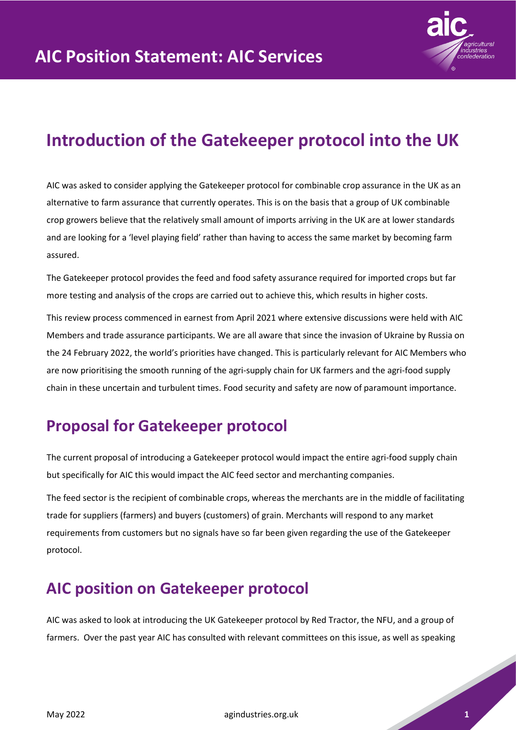# AIC Position Statement: AIC Services

## Introduction of the Gatekeeper protocol into the UK

AIC was asked to consider applying the Gatekeeper protocol for combinable crop assurance in the UK as an alternative to farm assurance that currently operates. This is on the basis that a group of UK combinable crop growers believe that the relatively small amount of imports arriving in the UK are at lower standards and are looking for a 'level playing field' rather than having to access the same market by becoming farm assured.

The Gatekeeper protocol provides the feed and food safety assurance required for imported crops but far more testing and analysis of the crops are carried out to achieve this, which results in higher costs.

This review process commenced in earnest from April 2021 where extensive discussions were held with AIC Members and trade assurance participants. We are all aware that since the invasion of Ukraine by Russia on the 24 February 2022, the world's priorities have changed. This is particularly relevant for AIC Members who are now prioritising the smooth running of the agri-supply chain for UK farmers and the agri-food supply chain in these uncertain and turbulent times. Food security and safety are now of paramount importance.

## Proposal for Gatekeeper protocol

The current proposal of introducing a Gatekeeper protocol would impact the entire agri-food supply chain but specifically for AIC this would impact the AIC feed sector and merchanting companies.

The feed sector is the recipient of combinable crops, whereas the merchants are in the middle of facilitating trade for suppliers (farmers) and buyers (customers) of grain. Merchants will respond to any market requirements from customers but no signals have so far been given regarding the use of the Gatekeeper protocol.

## AIC position on Gatekeeper protocol

AIC was asked to look at introducing the UK Gatekeeper protocol by Red Tractor, the NFU, and a group of farmers. Over the past year AIC has consulted with relevant committees on this issue, as well as speaking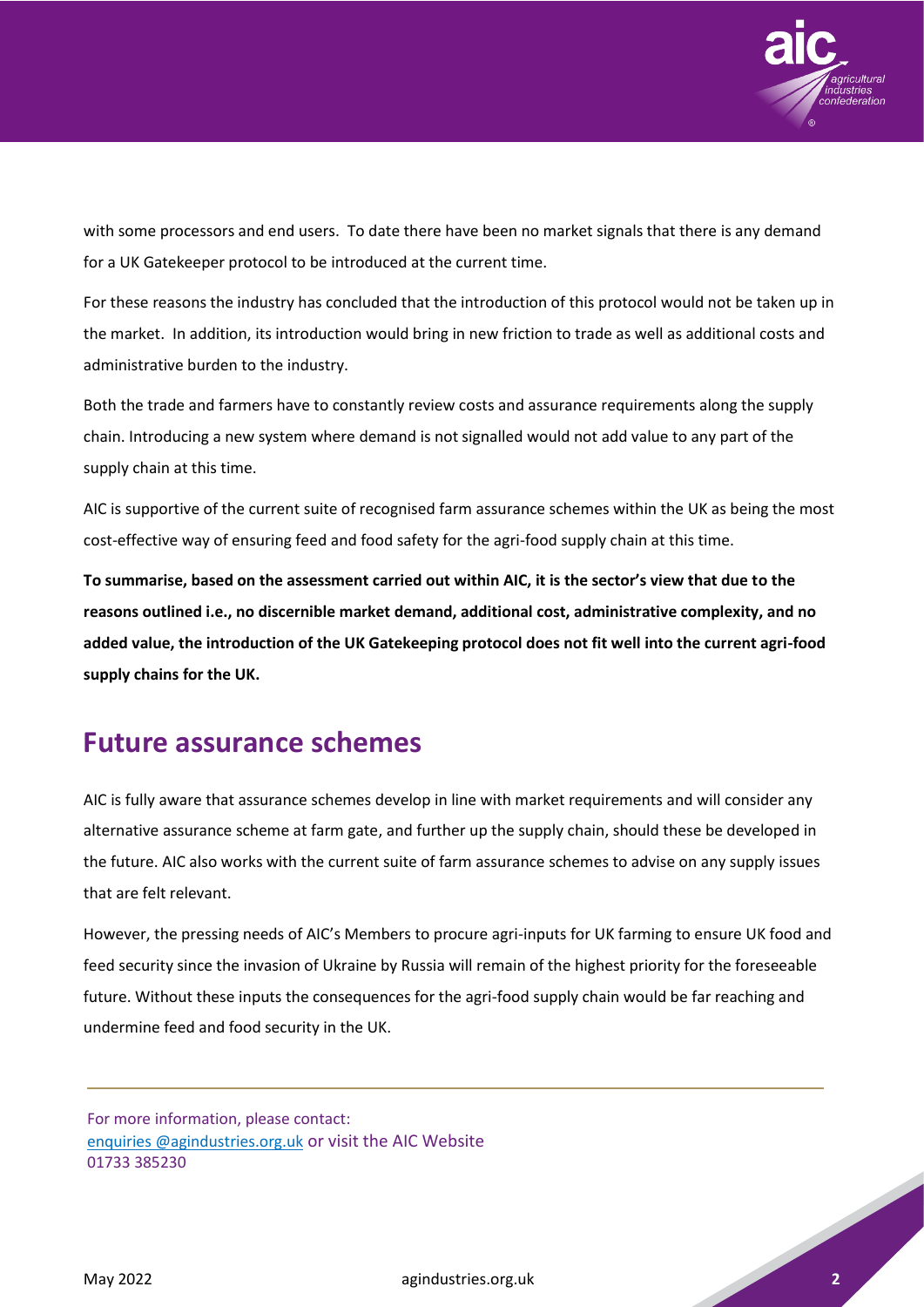with some processors and end users. To date there have been no market signals that there is any demand for a UK Gatekeeper protocol to be introduced at the current time.

For these reasons the industry has concluded that the introduction of this protocol would not be taken up in the market. In addition, its introduction would bring in new friction to trade as well as additional costs and administrative burden to the industry.

Both the trade and farmers have to constantly review costs and assurance requirements along the supply chain. Introducing a new system where demand is not signalled would not add value to any part of the supply chain at this time.

AIC is supportive of the current suite of recognised farm assurance schemes within the UK as being the most cost-effective way of ensuring feed and food safety for the agri-food supply chain at this time.

**To summarise, based on the assessment carried out within AIC, it is the sector's view that due to the reasons outlined i.e., no discernible market demand, additional cost, administrative complexity, and no added value, the introduction of the UK Gatekeeping protocol does not fit well into the current agri-food supply chains for the UK.**

## Future assurance schemes

AIC is fully aware that assurance schemes develop in line with market requirements and will consider any alternative assurance scheme at farm gate, and further up the supply chain, should these be developed in the future. AIC also works with the current suite of farm assurance schemes to advise on any supply issues that are felt relevant.

However, the pressing needs of AIC's Members to procure agri-inputs for UK farming to ensure UK food and feed security since the invasion of Ukraine by Russia will remain of the highest priority for the foreseeable future. Without these inputs the consequences for the agri-food supply chain would be far reaching and undermine feed and food security in the UK.

---

For more information, please contact:
enquiries @agindustries.org.uk or visit the AIC Website
01733 385230

May 2022